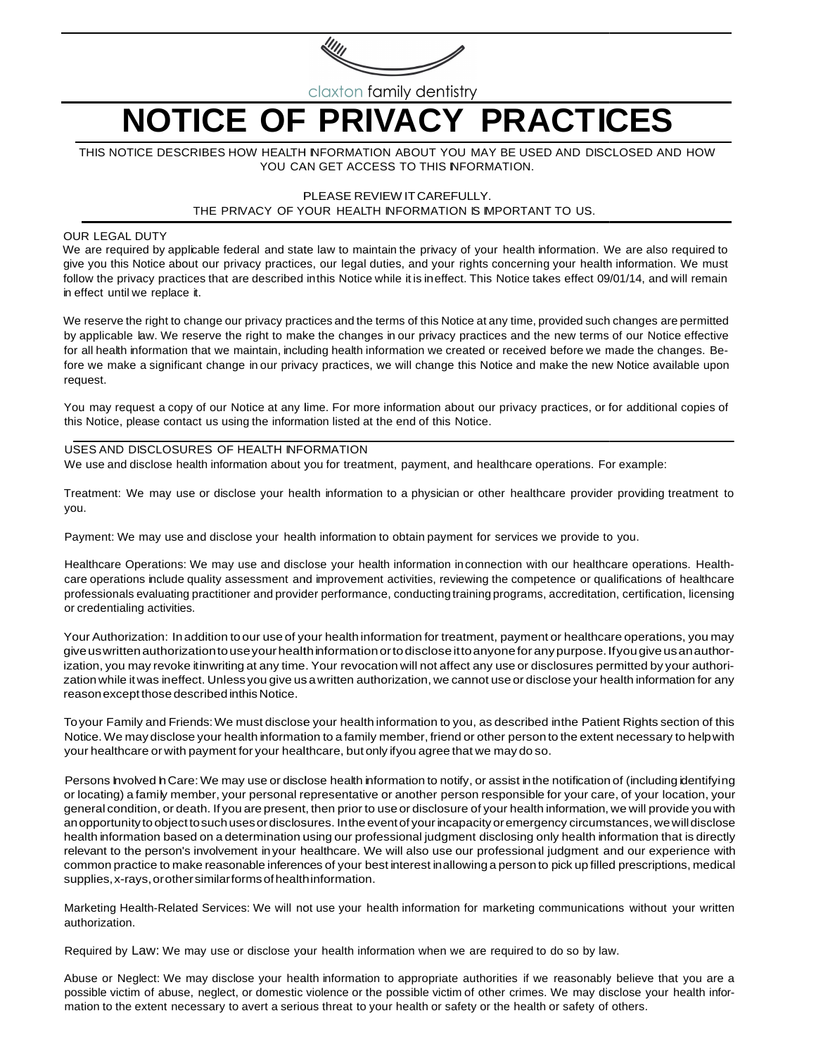claxton family dentistry

# NOTICE OF PRIVACY PRACTICES

THIS NOTICE DESCRIBES HOW HEALTH INFORMATION ABOUT YOU MAY BE USED AND DISCLOSED AND HOW YOU CAN GET ACCESS TO THIS INFORMATION.

PLEASE REVIEW IT CAREFULLY.
THE PRIVACY OF YOUR HEALTH INFORMATION IS IMPORTANT TO US.

## OUR LEGAL DUTY

We are required by applicable federal and state law to maintain the privacy of your health information. We are also required to give you this Notice about our privacy practices, our legal duties, and your rights concerning your health information. We must follow the privacy practices that are described in this Notice while it is in effect. This Notice takes effect 09/01/14, and will remain in effect until we replace it.

We reserve the right to change our privacy practices and the terms of this Notice at any time, provided such changes are permitted by applicable law. We reserve the right to make the changes in our privacy practices and the new terms of our Notice effective for all health information that we maintain, including health information we created or received before we made the changes. Before we make a significant change in our privacy practices, we will change this Notice and make the new Notice available upon request.

You may request a copy of our Notice at any lime. For more information about our privacy practices, or for additional copies of this Notice, please contact us using the information listed at the end of this Notice.

## USES AND DISCLOSURES OF HEALTH INFORMATION

We use and disclose health information about you for treatment, payment, and healthcare operations. For example:

Treatment: We may use or disclose your health information to a physician or other healthcare provider providing treatment to you.

Payment: We may use and disclose your health information to obtain payment for services we provide to you.

Healthcare Operations: We may use and disclose your health information in connection with our healthcare operations. Healthcare operations include quality assessment and improvement activities, reviewing the competence or qualifications of healthcare professionals evaluating practitioner and provider performance, conducting training programs, accreditation, certification, licensing or credentialing activities.

Your Authorization: In addition to our use of your health information for treatment, payment or healthcare operations, you may give us written authorization to use your health information or to disclose it to anyone for any purpose. If you give us an authorization, you may revoke it in writing at any time. Your revocation will not affect any use or disclosures permitted by your authorization while it was in effect. Unless you give us a written authorization, we cannot use or disclose your health information for any reason except those described in this Notice.

To your Family and Friends: We must disclose your health information to you, as described in the Patient Rights section of this Notice. We may disclose your health information to a family member, friend or other person to the extent necessary to help with your healthcare or with payment for your healthcare, but only if you agree that we may do so.

Persons Involved In Care: We may use or disclose health information to notify, or assist in the notification of (including identifying or locating) a family member, your personal representative or another person responsible for your care, of your location, your general condition, or death. If you are present, then prior to use or disclosure of your health information, we will provide you with an opportunity to object to such uses or disclosures. In the event of your incapacity or emergency circumstances, we will disclose health information based on a determination using our professional judgment disclosing only health information that is directly relevant to the person's involvement in your healthcare. We will also use our professional judgment and our experience with common practice to make reasonable inferences of your best interest in allowing a person to pick up filled prescriptions, medical supplies, x-rays, or other similar forms of health information.

Marketing Health-Related Services: We will not use your health information for marketing communications without your written authorization.

Required by Law: We may use or disclose your health information when we are required to do so by law.

Abuse or Neglect: We may disclose your health information to appropriate authorities if we reasonably believe that you are a possible victim of abuse, neglect, or domestic violence or the possible victim of other crimes. We may disclose your health information to the extent necessary to avert a serious threat to your health or safety or the health or safety of others.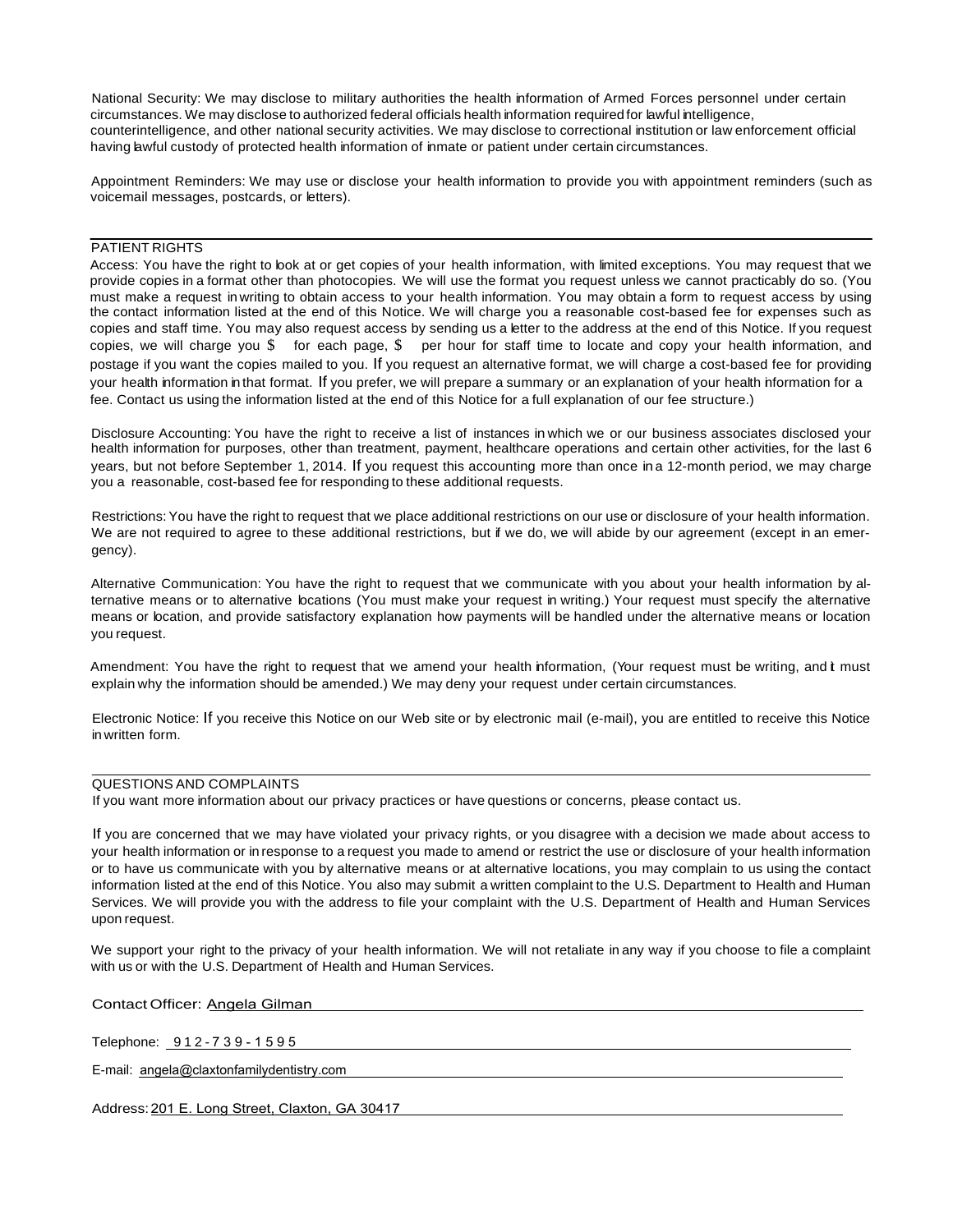National Security: We may disclose to military authorities the health information of Armed Forces personnel under certain circumstances. We may disclose to authorized federal officials health information required for lawful intelligence, counterintelligence, and other national security activities. We may disclose to correctional institution or law enforcement official having lawful custody of protected health information of inmate or patient under certain circumstances.

Appointment Reminders: We may use or disclose your health information to provide you with appointment reminders (such as voicemail messages, postcards, or letters).

## PATIENT RIGHTS

Access: You have the right to look at or get copies of your health information, with limited exceptions. You may request that we provide copies in a format other than photocopies. We will use the format you request unless we cannot practicably do so. (You must make a request in writing to obtain access to your health information. You may obtain a form to request access by using the contact information listed at the end of this Notice. We will charge you a reasonable cost-based fee for expenses such as copies and staff time. You may also request access by sending us a letter to the address at the end of this Notice. If you request copies, we will charge you $ for each page, $ per hour for staff time to locate and copy your health information, and postage if you want the copies mailed to you. If you request an alternative format, we will charge a cost-based fee for providing your health information in that format. If you prefer, we will prepare a summary or an explanation of your health information for a fee. Contact us using the information listed at the end of this Notice for a full explanation of our fee structure.)

Disclosure Accounting: You have the right to receive a list of instances in which we or our business associates disclosed your health information for purposes, other than treatment, payment, healthcare operations and certain other activities, for the last 6 years, but not before September 1, 2014. If you request this accounting more than once in a 12-month period, we may charge you a reasonable, cost-based fee for responding to these additional requests.

Restrictions: You have the right to request that we place additional restrictions on our use or disclosure of your health information. We are not required to agree to these additional restrictions, but if we do, we will abide by our agreement (except in an emergency).

Alternative Communication: You have the right to request that we communicate with you about your health information by alternative means or to alternative locations (You must make your request in writing.) Your request must specify the alternative means or location, and provide satisfactory explanation how payments will be handled under the alternative means or location you request.

Amendment: You have the right to request that we amend your health information, (Your request must be writing, and it must explain why the information should be amended.) We may deny your request under certain circumstances.

Electronic Notice: If you receive this Notice on our Web site or by electronic mail (e-mail), you are entitled to receive this Notice in written form.

## QUESTIONS AND COMPLAINTS

If you want more information about our privacy practices or have questions or concerns, please contact us.

If you are concerned that we may have violated your privacy rights, or you disagree with a decision we made about access to your health information or in response to a request you made to amend or restrict the use or disclosure of your health information or to have us communicate with you by alternative means or at alternative locations, you may complain to us using the contact information listed at the end of this Notice. You also may submit a written complaint to the U.S. Department to Health and Human Services. We will provide you with the address to file your complaint with the U.S. Department of Health and Human Services upon request.

We support your right to the privacy of your health information. We will not retaliate in any way if you choose to file a complaint with us or with the U.S. Department of Health and Human Services.

Contact Officer: Angela Gilman

Telephone: 912-739-1595

E-mail: angela@claxtonfamilydentistry.com

Address: 201 E. Long Street, Claxton, GA 30417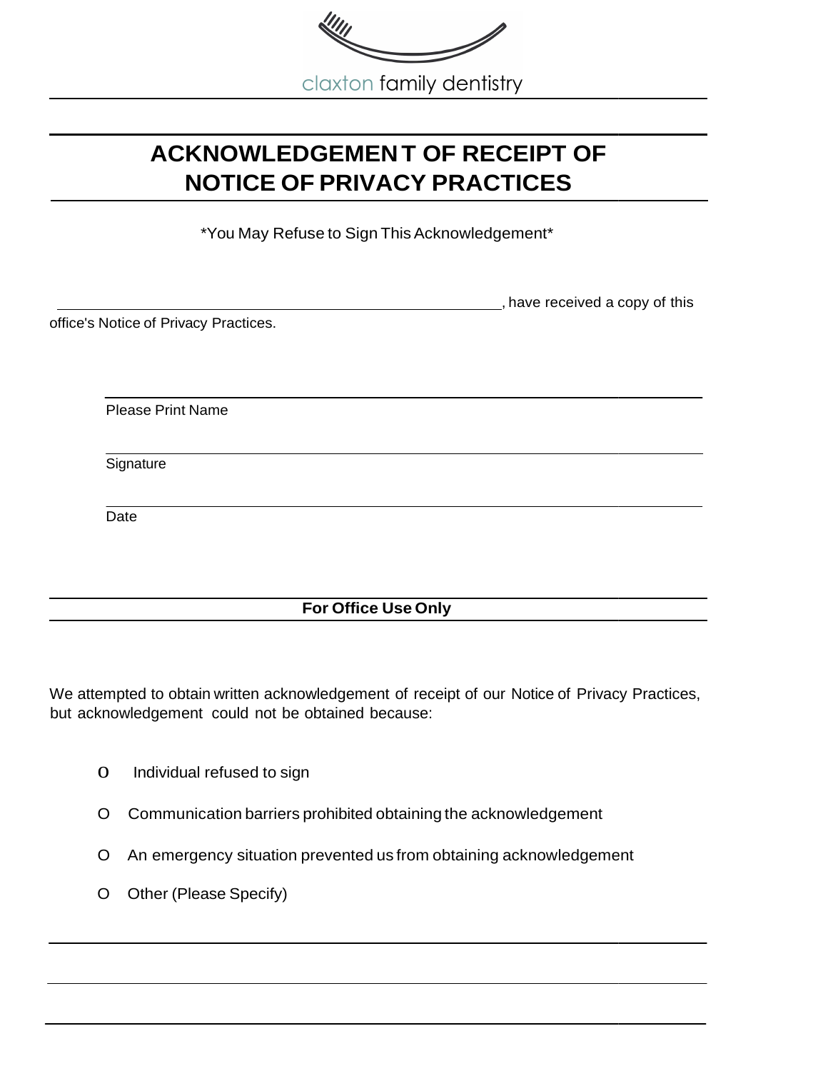claxton family dentistry

# ACKNOWLEDGEMENT OF RECEIPT OF NOTICE OF PRIVACY PRACTICES

*You May Refuse to Sign This Acknowledgement*

______________________________________________________, have received a copy of this office's Notice of Privacy Practices.

______________________________________________________

Please Print Name

______________________________________________________

Signature

______________________________________________________

Date

**For Office Use Only**

We attempted to obtain written acknowledgement of receipt of our Notice of Privacy Practices, but acknowledgement could not be obtained because:

- O Individual refused to sign
- O Communication barriers prohibited obtaining the acknowledgement
- O An emergency situation prevented us from obtaining acknowledgement
- O Other (Please Specify)

______________________________________________________

______________________________________________________

______________________________________________________